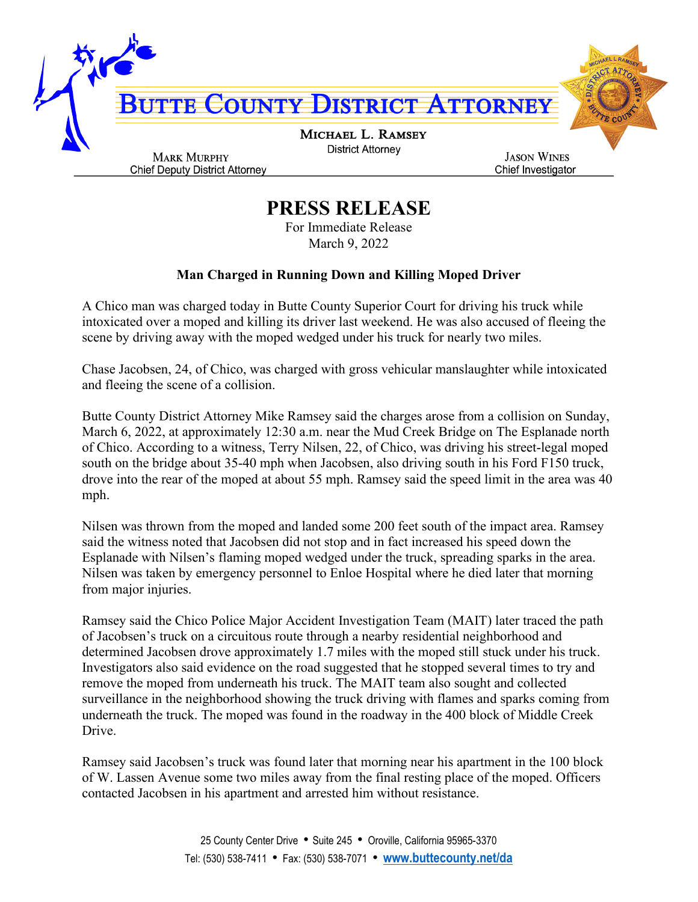# Butte County District Attorney

**Michael L. Ramsey**
District Attorney

**Mark Murphy**
Chief Deputy District Attorney

**Jason Wines**
Chief Investigator

# PRESS RELEASE

For Immediate Release
March 9, 2022

**Man Charged in Running Down and Killing Moped Driver**

A Chico man was charged today in Butte County Superior Court for driving his truck while intoxicated over a moped and killing its driver last weekend. He was also accused of fleeing the scene by driving away with the moped wedged under his truck for nearly two miles.

Chase Jacobsen, 24, of Chico, was charged with gross vehicular manslaughter while intoxicated and fleeing the scene of a collision.

Butte County District Attorney Mike Ramsey said the charges arose from a collision on Sunday, March 6, 2022, at approximately 12:30 a.m. near the Mud Creek Bridge on The Esplanade north of Chico. According to a witness, Terry Nilsen, 22, of Chico, was driving his street-legal moped south on the bridge about 35-40 mph when Jacobsen, also driving south in his Ford F150 truck, drove into the rear of the moped at about 55 mph. Ramsey said the speed limit in the area was 40 mph.

Nilsen was thrown from the moped and landed some 200 feet south of the impact area. Ramsey said the witness noted that Jacobsen did not stop and in fact increased his speed down the Esplanade with Nilsen's flaming moped wedged under the truck, spreading sparks in the area. Nilsen was taken by emergency personnel to Enloe Hospital where he died later that morning from major injuries.

Ramsey said the Chico Police Major Accident Investigation Team (MAIT) later traced the path of Jacobsen's truck on a circuitous route through a nearby residential neighborhood and determined Jacobsen drove approximately 1.7 miles with the moped still stuck under his truck. Investigators also said evidence on the road suggested that he stopped several times to try and remove the moped from underneath his truck. The MAIT team also sought and collected surveillance in the neighborhood showing the truck driving with flames and sparks coming from underneath the truck. The moped was found in the roadway in the 400 block of Middle Creek Drive.

Ramsey said Jacobsen's truck was found later that morning near his apartment in the 100 block of W. Lassen Avenue some two miles away from the final resting place of the moped. Officers contacted Jacobsen in his apartment and arrested him without resistance.

25 County Center Drive • Suite 245 • Oroville, California 95965-3370
Tel: (530) 538-7411 • Fax: (530) 538-7071 • www.buttecounty.net/da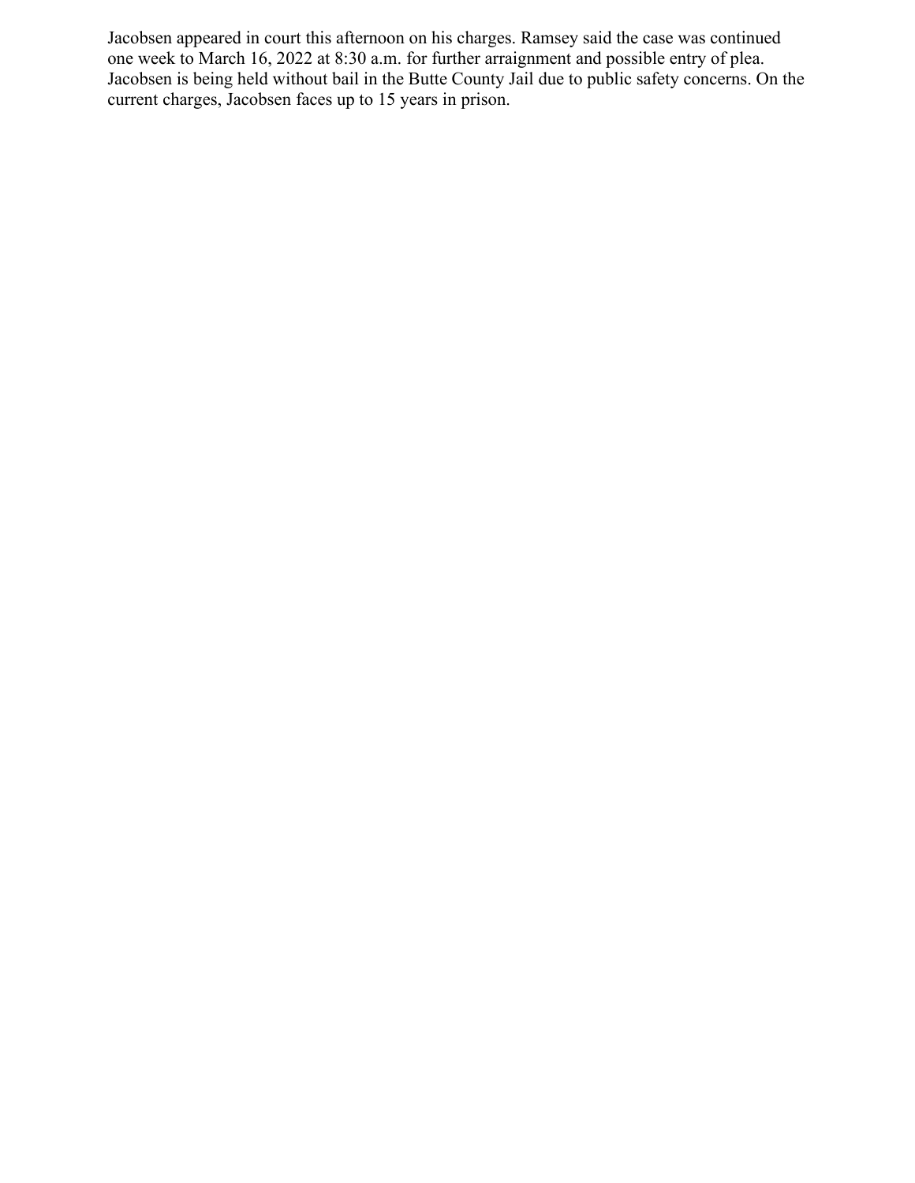Jacobsen appeared in court this afternoon on his charges. Ramsey said the case was continued one week to March 16, 2022 at 8:30 a.m. for further arraignment and possible entry of plea. Jacobsen is being held without bail in the Butte County Jail due to public safety concerns. On the current charges, Jacobsen faces up to 15 years in prison.